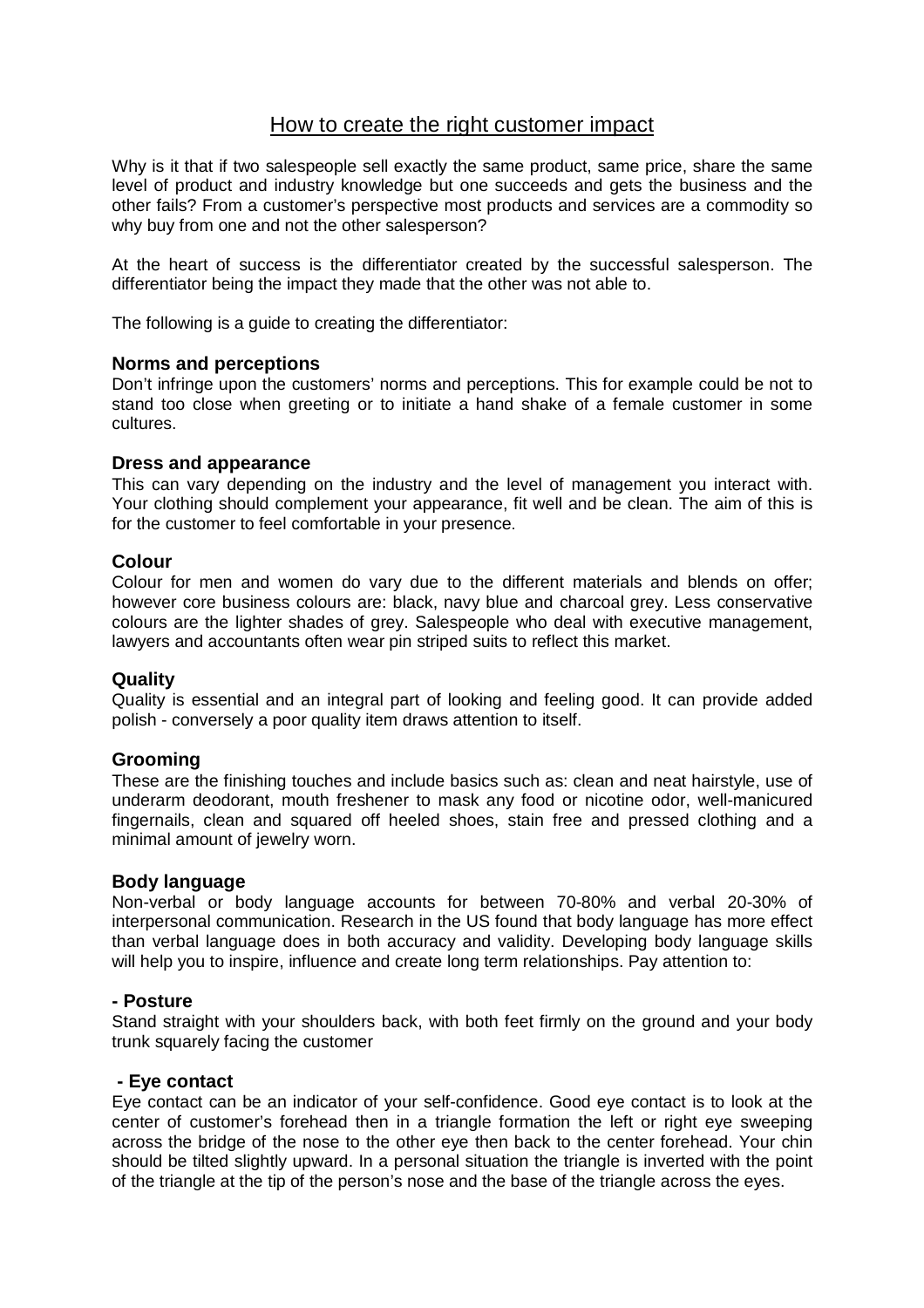# How to create the right customer impact

Why is it that if two salespeople sell exactly the same product, same price, share the same level of product and industry knowledge but one succeeds and gets the business and the other fails? From a customer's perspective most products and services are a commodity so why buy from one and not the other salesperson?

At the heart of success is the differentiator created by the successful salesperson. The differentiator being the impact they made that the other was not able to.

The following is a guide to creating the differentiator:

### Norms and perceptions

Don't infringe upon the customers' norms and perceptions. This for example could be not to stand too close when greeting or to initiate a hand shake of a female customer in some cultures.

### Dress and appearance

This can vary depending on the industry and the level of management you interact with. Your clothing should complement your appearance, fit well and be clean. The aim of this is for the customer to feel comfortable in your presence.

### Colour

Colour for men and women do vary due to the different materials and blends on offer; however core business colours are: black, navy blue and charcoal grey. Less conservative colours are the lighter shades of grey. Salespeople who deal with executive management, lawyers and accountants often wear pin striped suits to reflect this market.

### Quality

Quality is essential and an integral part of looking and feeling good. It can provide added polish - conversely a poor quality item draws attention to itself.

### Grooming

These are the finishing touches and include basics such as: clean and neat hairstyle, use of underarm deodorant, mouth freshener to mask any food or nicotine odor, well-manicured fingernails, clean and squared off heeled shoes, stain free and pressed clothing and a minimal amount of jewelry worn.

### Body language

Non-verbal or body language accounts for between 70-80% and verbal 20-30% of interpersonal communication. Research in the US found that body language has more effect than verbal language does in both accuracy and validity. Developing body language skills will help you to inspire, influence and create long term relationships. Pay attention to:

#### - Posture

Stand straight with your shoulders back, with both feet firmly on the ground and your body trunk squarely facing the customer

#### - Eye contact

Eye contact can be an indicator of your self-confidence. Good eye contact is to look at the center of customer's forehead then in a triangle formation the left or right eye sweeping across the bridge of the nose to the other eye then back to the center forehead. Your chin should be tilted slightly upward. In a personal situation the triangle is inverted with the point of the triangle at the tip of the person's nose and the base of the triangle across the eyes.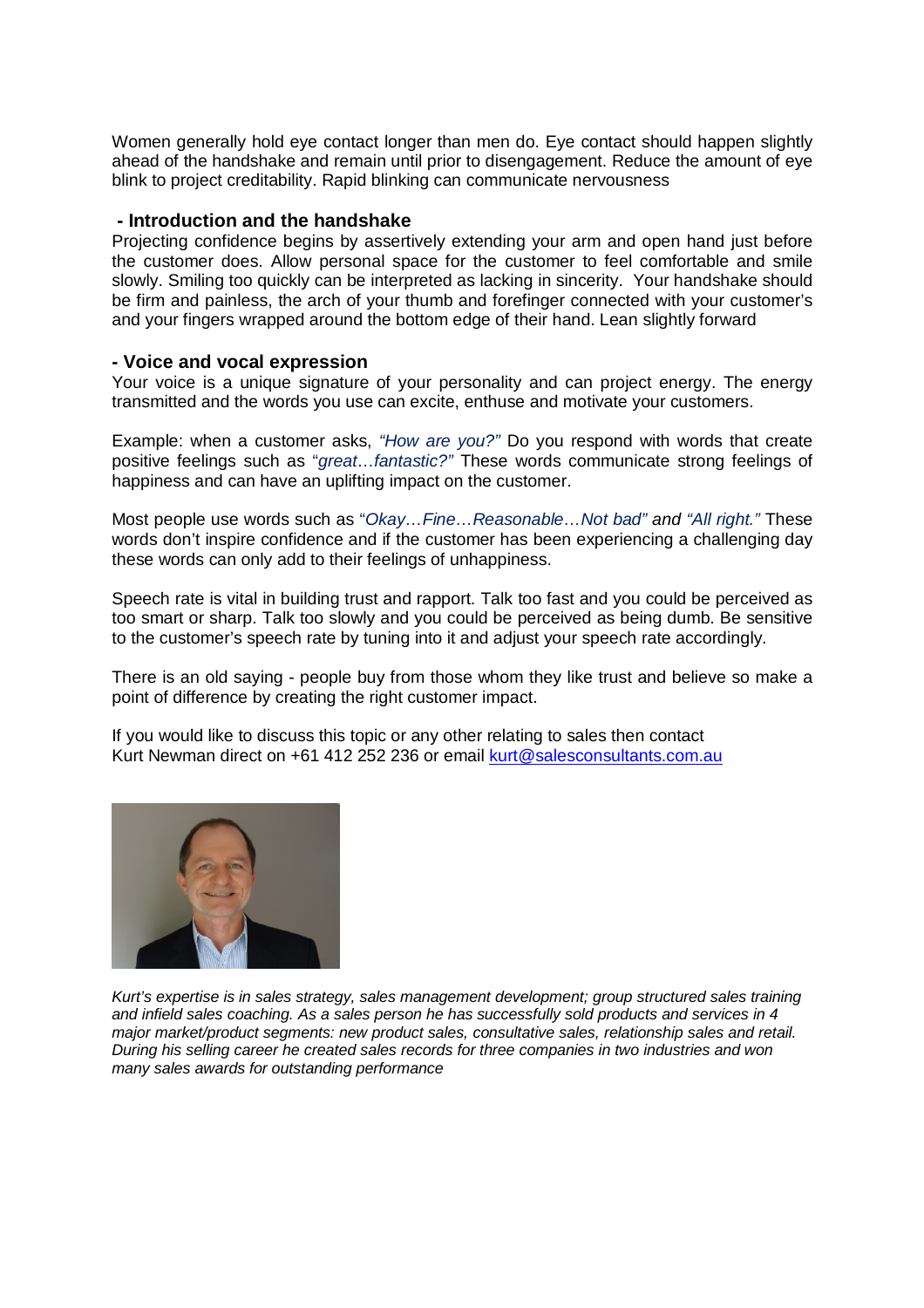Women generally hold eye contact longer than men do. Eye contact should happen slightly ahead of the handshake and remain until prior to disengagement. Reduce the amount of eye blink to project creditability. Rapid blinking can communicate nervousness

### - Introduction and the handshake

Projecting confidence begins by assertively extending your arm and open hand just before the customer does. Allow personal space for the customer to feel comfortable and smile slowly. Smiling too quickly can be interpreted as lacking in sincerity. Your handshake should be firm and painless, the arch of your thumb and forefinger connected with your customer's and your fingers wrapped around the bottom edge of their hand. Lean slightly forward

### - Voice and vocal expression

Your voice is a unique signature of your personality and can project energy. The energy transmitted and the words you use can excite, enthuse and motivate your customers.

Example: when a customer asks, *"How are you?"* Do you respond with words that create positive feelings such as "*great…fantastic?"* These words communicate strong feelings of happiness and can have an uplifting impact on the customer.

Most people use words such as "*Okay…Fine…Reasonable…Not bad" and "All right."* These words don't inspire confidence and if the customer has been experiencing a challenging day these words can only add to their feelings of unhappiness.

Speech rate is vital in building trust and rapport. Talk too fast and you could be perceived as too smart or sharp. Talk too slowly and you could be perceived as being dumb. Be sensitive to the customer's speech rate by tuning into it and adjust your speech rate accordingly.

There is an old saying - people buy from those whom they like trust and believe so make a point of difference by creating the right customer impact.

If you would like to discuss this topic or any other relating to sales then contact Kurt Newman direct on +61 412 252 236 or email kurt@salesconsultants.com.au

*Kurt's expertise is in sales strategy, sales management development; group structured sales training and infield sales coaching. As a sales person he has successfully sold products and services in 4 major market/product segments: new product sales, consultative sales, relationship sales and retail. During his selling career he created sales records for three companies in two industries and won many sales awards for outstanding performance*